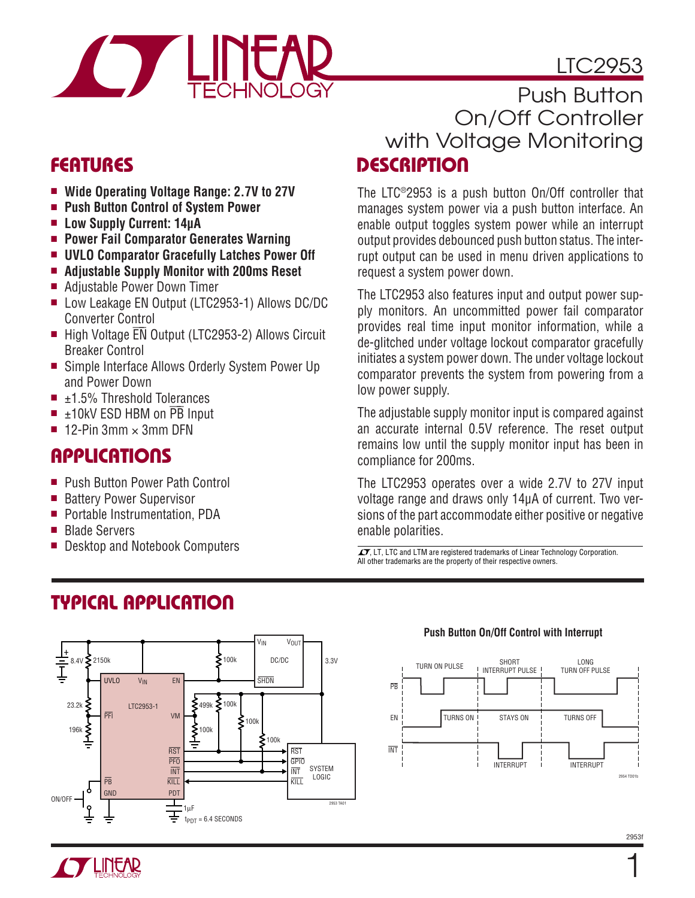# LTC2953

## Push Button On/Off Controller with Voltage Monitoring

## FEATURES

- **Wide Operating Voltage Range: 2.7V to 27V**
- **Push Button Control of System Power**
- **Low Supply Current: 14µA**
- **Power Fail Comparator Generates Warning**
- **UVLO Comparator Gracefully Latches Power Off**
- **Adjustable Supply Monitor with 200ms Reset**
- Adjustable Power Down Timer
- Low Leakage EN Output (LTC2953-1) Allows DC/DC Converter Control
- High Voltage $\overline{EN}$ Output (LTC2953-2) Allows Circuit Breaker Control
- Simple Interface Allows Orderly System Power Up and Power Down
- ±1.5% Threshold Tolerances
- ±10kV ESD HBM on $\overline{PB}$ Input
- 12-Pin 3mm × 3mm DFN

## APPLICATIONS

- Push Button Power Path Control
- Battery Power Supervisor
- Portable Instrumentation, PDA
- Blade Servers
- Desktop and Notebook Computers

## DESCRIPTION

The LTC®2953 is a push button On/Off controller that manages system power via a push button interface. An enable output toggles system power while an interrupt output provides debounced push button status. The interrupt output can be used in menu driven applications to request a system power down.

The LTC2953 also features input and output power supply monitors. An uncommitted power fail comparator provides real time input monitor information, while a de-glitched under voltage lockout comparator gracefully initiates a system power down. The under voltage lockout comparator prevents the system from powering from a low power supply.

The adjustable supply monitor input is compared against an accurate internal 0.5V reference. The reset output remains low until the supply monitor input has been in compliance for 200ms.

The LTC2953 operates over a wide 2.7V to 27V input voltage range and draws only 14µA of current. Two versions of the part accommodate either positive or negative enable polarities.

LT, LTC and LTM are registered trademarks of Linear Technology Corporation. All other trademarks are the property of their respective owners.

## TYPICAL APPLICATION

**Push Button On/Off Control with Interrupt**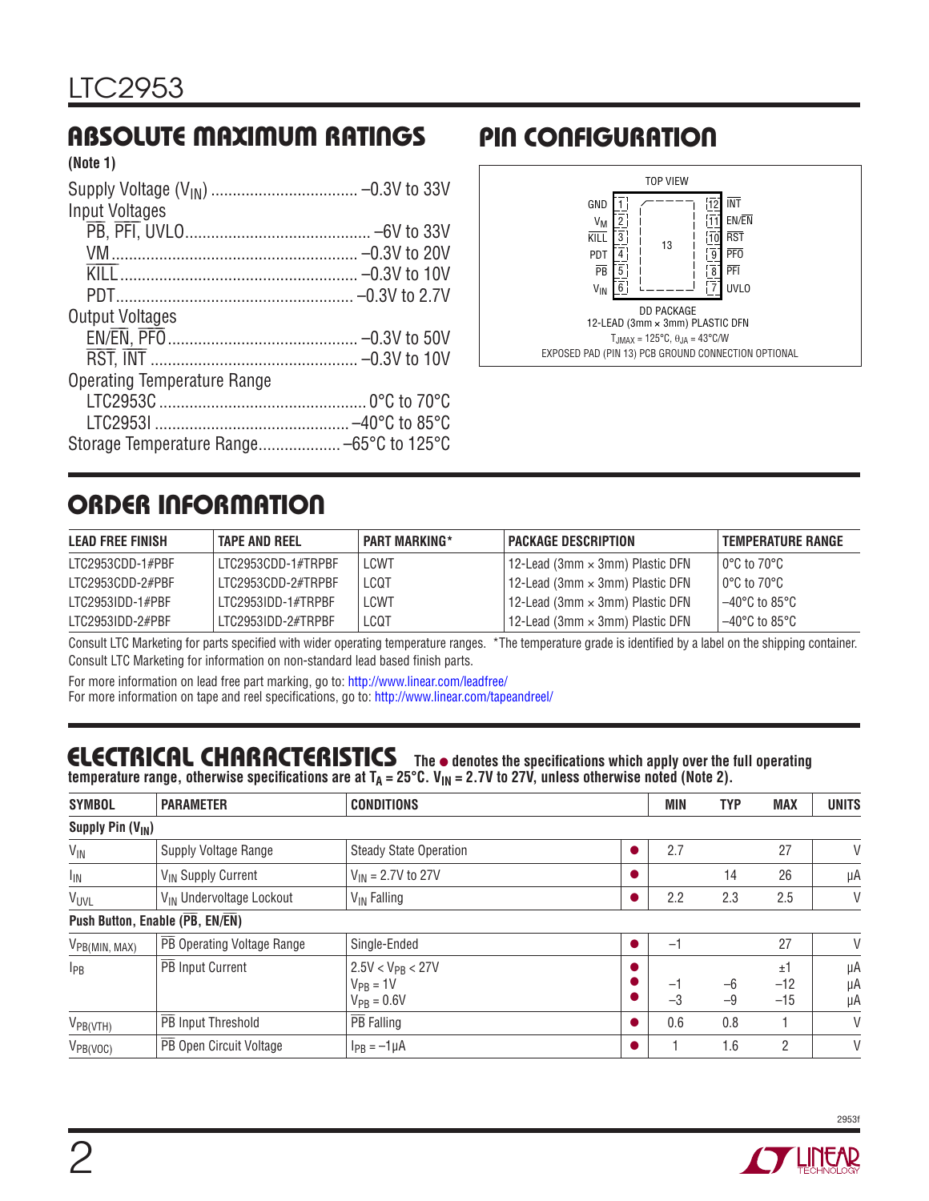## ABSOLUTE MAXIMUM RATINGS

**(Note 1)**

Supply Voltage ($V_{IN}$) .................................. –0.3V to 33V

Input Voltages

- PB, PFI, UVLO........................................... –6V to 33V
- VM......................................................... –0.3V to 20V
- KILL....................................................... –0.3V to 10V
- PDT....................................................... –0.3V to 2.7V

Output Voltages

- EN/EN, PFO............................................ –0.3V to 50V
- RST, INT ................................................ –0.3V to 10V

Operating Temperature Range

- LTC2953C ................................................ 0°C to 70°C
- LTC2953I ............................................. –40°C to 85°C

Storage Temperature Range................... –65°C to 125°C

## PIN CONFIGURATION

TOP VIEW

| Pin | Name | | Pin | Name |
|---|---|---|---|---|
| 1 | GND | | 12 | INT |
| 2 | $V_M$ | | 11 | EN/EN |
| 3 | KILL | 13 | 10 | RST |
| 4 | PDT | | 9 | PFO |
| 5 | PB | | 8 | PFI |
| 6 | $V_{IN}$ | | 7 | UVLO |

DD PACKAGE
12-LEAD (3mm × 3mm) PLASTIC DFN
$T_{JMAX}$ = 125°C, $\theta_{JA}$ = 43°C/W
EXPOSED PAD (PIN 13) PCB GROUND CONNECTION OPTIONAL

## ORDER INFORMATION

| LEAD FREE FINISH | TAPE AND REEL | PART MARKING* | PACKAGE DESCRIPTION | TEMPERATURE RANGE |
|---|---|---|---|---|
| LTC2953CDD-1#PBF | LTC2953CDD-1#TRPBF | LCWT | 12-Lead (3mm × 3mm) Plastic DFN | 0°C to 70°C |
| LTC2953CDD-2#PBF | LTC2953CDD-2#TRPBF | LCQT | 12-Lead (3mm × 3mm) Plastic DFN | 0°C to 70°C |
| LTC2953IDD-1#PBF | LTC2953IDD-1#TRPBF | LCWT | 12-Lead (3mm × 3mm) Plastic DFN | –40°C to 85°C |
| LTC2953IDD-2#PBF | LTC2953IDD-2#TRPBF | LCQT | 12-Lead (3mm × 3mm) Plastic DFN | –40°C to 85°C |

Consult LTC Marketing for parts specified with wider operating temperature ranges. *The temperature grade is identified by a label on the shipping container.
Consult LTC Marketing for information on non-standard lead based finish parts.

For more information on lead free part marking, go to: http://www.linear.com/leadfree/
For more information on tape and reel specifications, go to: http://www.linear.com/tapeandreel/

## ELECTRICAL CHARACTERISTICS

**The ● denotes the specifications which apply over the full operating temperature range, otherwise specifications are at $T_A$ = 25°C. $V_{IN}$ = 2.7V to 27V, unless otherwise noted (Note 2).**

| SYMBOL | PARAMETER | CONDITIONS | | MIN | TYP | MAX | UNITS |
|---|---|---|---|---|---|---|---|
| **Supply Pin ($V_{IN}$)** | | | | | | | |
| $V_{IN}$ | Supply Voltage Range | Steady State Operation | ● | 2.7 | | 27 | V |
| $I_{IN}$ | $V_{IN}$ Supply Current | $V_{IN}$ = 2.7V to 27V | ● | | 14 | 26 | µA |
| $V_{UVL}$ | $V_{IN}$ Undervoltage Lockout | $V_{IN}$ Falling | ● | 2.2 | 2.3 | 2.5 | V |
| **Push Button, Enable (PB, EN/EN)** | | | | | | | |
| $V_{PB(MIN, MAX)}$ | PB Operating Voltage Range | Single-Ended | ● | –1 | | 27 | V |
| $I_{PB}$ | PB Input Current | 2.5V < $V_{PB}$ < 27V<br>$V_{PB}$ = 1V<br>$V_{PB}$ = 0.6V | ●<br>●<br>● | <br>–1<br>–3 | <br>–6<br>–9 | ±1<br>–12<br>–15 | µA<br>µA<br>µA |
| $V_{PB(VTH)}$ | PB Input Threshold | PB Falling | ● | 0.6 | 0.8 | 1 | V |
| $V_{PB(VOC)}$ | PB Open Circuit Voltage | $I_{PB}$ = –1µA | ● | 1 | 1.6 | 2 | V |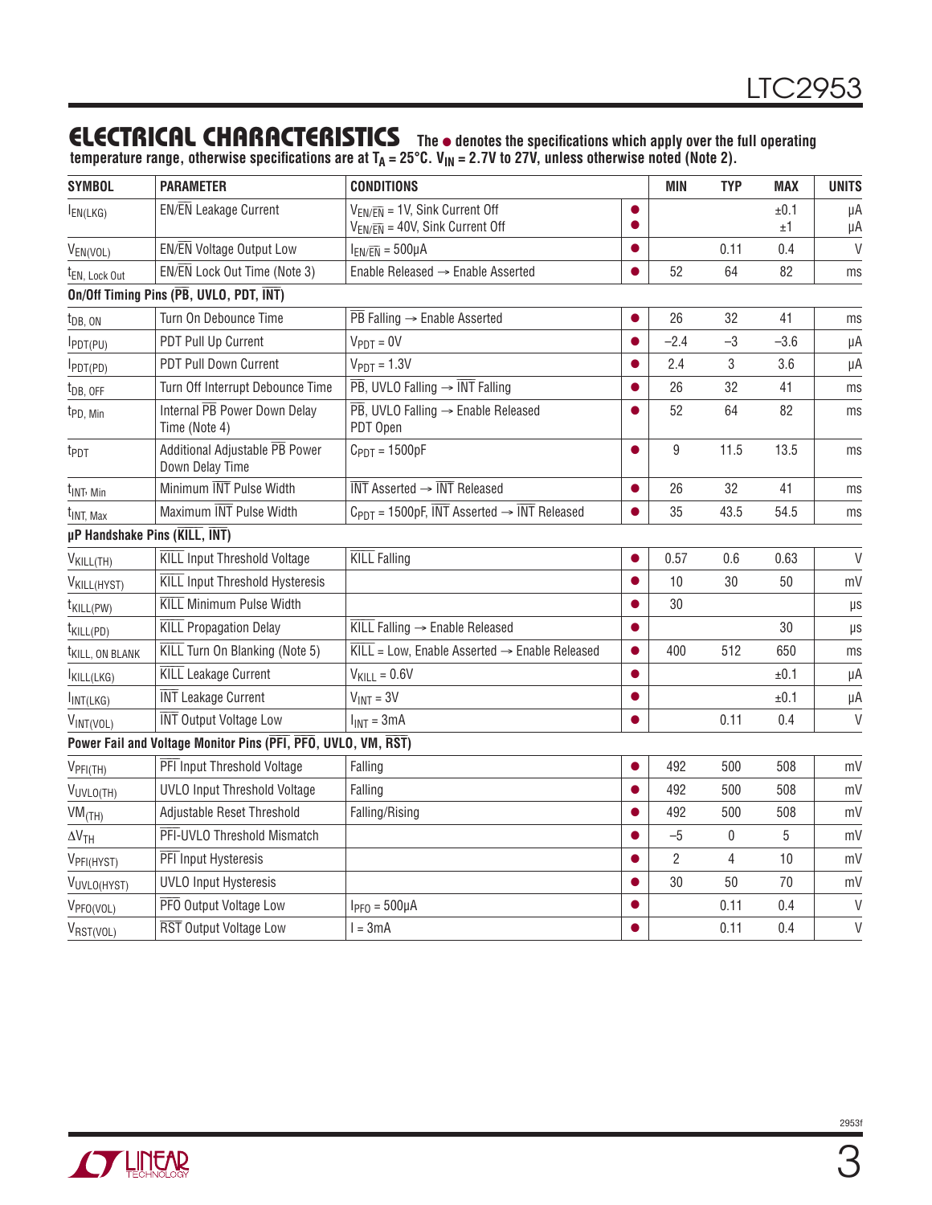## ELECTRICAL CHARACTERISTICS

**The ● denotes the specifications which apply over the full operating temperature range, otherwise specifications are at $T_A$ = 25°C. $V_{IN}$ = 2.7V to 27V, unless otherwise noted (Note 2).**

| SYMBOL | PARAMETER | CONDITIONS | | MIN | TYP | MAX | UNITS |
|---|---|---|---|---|---|---|---|
| $I_{EN(LKG)}$ | EN/$\overline{EN}$ Leakage Current | $V_{EN/\overline{EN}}$ = 1V, Sink Current Off<br>$V_{EN/\overline{EN}}$ = 40V, Sink Current Off | ●<br>● | | | ±0.1<br>±1 | µA<br>µA |
| $V_{EN(VOL)}$ | EN/$\overline{EN}$ Voltage Output Low | $I_{EN/\overline{EN}}$ = 500µA | ● | | 0.11 | 0.4 | V |
| $t_{EN,\ Lock\ Out}$ | EN/$\overline{EN}$ Lock Out Time (Note 3) | Enable Released → Enable Asserted | ● | 52 | 64 | 82 | ms |
| **On/Off Timing Pins ($\overline{PB}$, UVLO, PDT, $\overline{INT}$)** | | | | | | | |
| $t_{DB,\ ON}$ | Turn On Debounce Time | $\overline{PB}$ Falling → Enable Asserted | ● | 26 | 32 | 41 | ms |
| $I_{PDT(PU)}$ | PDT Pull Up Current | $V_{PDT}$ = 0V | ● | –2.4 | –3 | –3.6 | µA |
| $I_{PDT(PD)}$ | PDT Pull Down Current | $V_{PDT}$ = 1.3V | ● | 2.4 | 3 | 3.6 | µA |
| $t_{DB,\ OFF}$ | Turn Off Interrupt Debounce Time | $\overline{PB}$, UVLO Falling → $\overline{INT}$ Falling | ● | 26 | 32 | 41 | ms |
| $t_{PD,\ Min}$ | Internal $\overline{PB}$ Power Down Delay Time (Note 4) | $\overline{PB}$, UVLO Falling → Enable Released PDT Open | ● | 52 | 64 | 82 | ms |
| $t_{PDT}$ | Additional Adjustable $\overline{PB}$ Power Down Delay Time | $C_{PDT}$ = 1500pF | ● | 9 | 11.5 | 13.5 | ms |
| $t_{INT,\ Min}$ | Minimum $\overline{INT}$ Pulse Width | $\overline{INT}$ Asserted → $\overline{INT}$ Released | ● | 26 | 32 | 41 | ms |
| $t_{INT,\ Max}$ | Maximum $\overline{INT}$ Pulse Width | $C_{PDT}$ = 1500pF, $\overline{INT}$ Asserted → $\overline{INT}$ Released | ● | 35 | 43.5 | 54.5 | ms |
| **µP Handshake Pins ($\overline{KILL}$, $\overline{INT}$)** | | | | | | | |
| $V_{KILL(TH)}$ | $\overline{KILL}$ Input Threshold Voltage | $\overline{KILL}$ Falling | ● | 0.57 | 0.6 | 0.63 | V |
| $V_{KILL(HYST)}$ | $\overline{KILL}$ Input Threshold Hysteresis | | ● | 10 | 30 | 50 | mV |
| $t_{KILL(PW)}$ | $\overline{KILL}$ Minimum Pulse Width | | ● | 30 | | | µs |
| $t_{KILL(PD)}$ | $\overline{KILL}$ Propagation Delay | $\overline{KILL}$ Falling → Enable Released | ● | | | 30 | µs |
| $t_{KILL,\ ON\ BLANK}$ | $\overline{KILL}$ Turn On Blanking (Note 5) | $\overline{KILL}$ = Low, Enable Asserted → Enable Released | ● | 400 | 512 | 650 | ms |
| $I_{KILL(LKG)}$ | $\overline{KILL}$ Leakage Current | $V_{KILL}$ = 0.6V | ● | | | ±0.1 | µA |
| $I_{INT(LKG)}$ | $\overline{INT}$ Leakage Current | $V_{INT}$ = 3V | ● | | | ±0.1 | µA |
| $V_{INT(VOL)}$ | $\overline{INT}$ Output Voltage Low | $I_{INT}$ = 3mA | ● | | 0.11 | 0.4 | V |
| **Power Fail and Voltage Monitor Pins ($\overline{PFI}$, $\overline{PFO}$, UVLO, VM, $\overline{RST}$)** | | | | | | | |
| $V_{PFI(TH)}$ | $\overline{PFI}$ Input Threshold Voltage | Falling | ● | 492 | 500 | 508 | mV |
| $V_{UVLO(TH)}$ | UVLO Input Threshold Voltage | Falling | ● | 492 | 500 | 508 | mV |
| $VM_{(TH)}$ | Adjustable Reset Threshold | Falling/Rising | ● | 492 | 500 | 508 | mV |
| $\Delta V_{TH}$ | $\overline{PFI}$-UVLO Threshold Mismatch | | ● | –5 | 0 | 5 | mV |
| $V_{PFI(HYST)}$ | $\overline{PFI}$ Input Hysteresis | | ● | 2 | 4 | 10 | mV |
| $V_{UVLO(HYST)}$ | UVLO Input Hysteresis | | ● | 30 | 50 | 70 | mV |
| $V_{PFO(VOL)}$ | $\overline{PFO}$ Output Voltage Low | $I_{PFO}$ = 500µA | ● | | 0.11 | 0.4 | V |
| $V_{RST(VOL)}$ | $\overline{RST}$ Output Voltage Low | I = 3mA | ● | | 0.11 | 0.4 | V |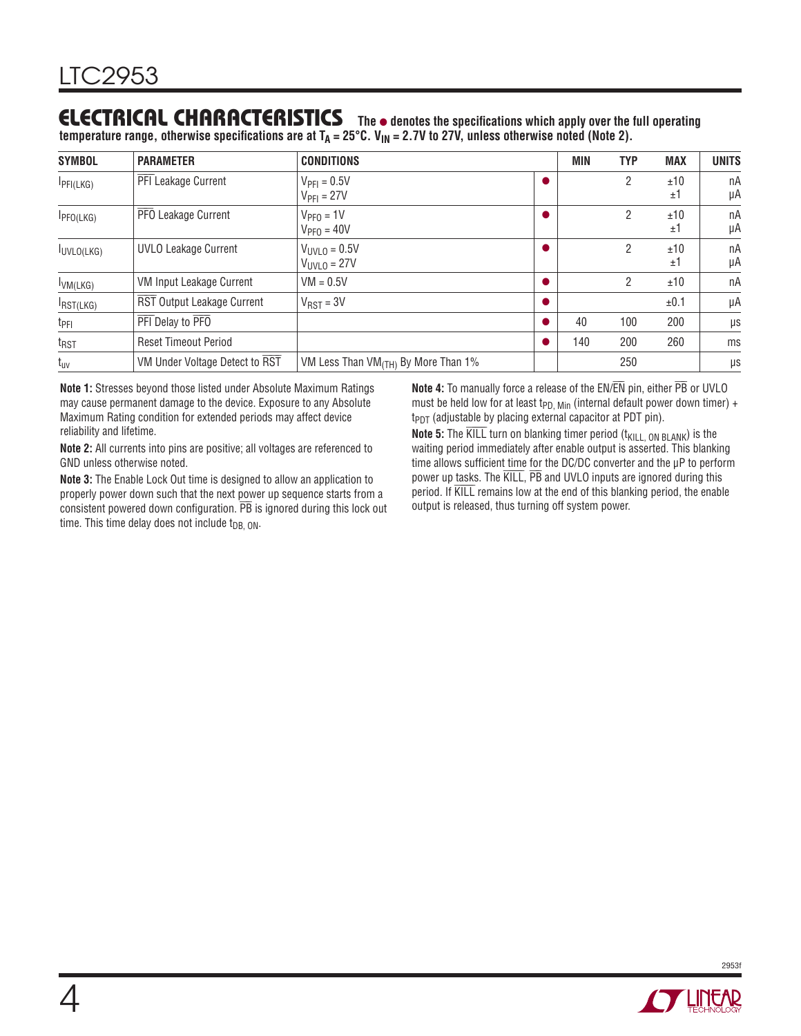## ELECTRICAL CHARACTERISTICS

**The ● denotes the specifications which apply over the full operating temperature range, otherwise specifications are at $T_A$ = 25°C. $V_{IN}$ = 2.7V to 27V, unless otherwise noted (Note 2).**

| SYMBOL | PARAMETER | CONDITIONS | | MIN | TYP | MAX | UNITS |
|---|---|---|---|---|---|---|---|
| $I_{PFI(LKG)}$ | $\overline{PFI}$ Leakage Current | $V_{PFI}$ = 0.5V<br>$V_{PFI}$ = 27V | ● | | 2 | ±10<br>±1 | nA<br>μA |
| $I_{PFO(LKG)}$ | $\overline{PFO}$ Leakage Current | $V_{PFO}$ = 1V<br>$V_{PFO}$ = 40V | ● | | 2 | ±10<br>±1 | nA<br>μA |
| $I_{UVLO(LKG)}$ | UVLO Leakage Current | $V_{UVLO}$ = 0.5V<br>$V_{UVLO}$ = 27V | ● | | 2 | ±10<br>±1 | nA<br>μA |
| $I_{VM(LKG)}$ | VM Input Leakage Current | VM = 0.5V | ● | | 2 | ±10 | nA |
| $I_{RST(LKG)}$ | $\overline{RST}$ Output Leakage Current | $V_{RST}$ = 3V | ● | | | ±0.1 | μA |
| $t_{PFI}$ | $\overline{PFI}$ Delay to $\overline{PFO}$ | | ● | 40 | 100 | 200 | μs |
| $t_{RST}$ | Reset Timeout Period | | ● | 140 | 200 | 260 | ms |
| $t_{uv}$ | VM Under Voltage Detect to $\overline{RST}$ | VM Less Than $VM_{(TH)}$ By More Than 1% | | | 250 | | μs |

**Note 1:** Stresses beyond those listed under Absolute Maximum Ratings may cause permanent damage to the device. Exposure to any Absolute Maximum Rating condition for extended periods may affect device reliability and lifetime.

**Note 2:** All currents into pins are positive; all voltages are referenced to GND unless otherwise noted.

**Note 3:** The Enable Lock Out time is designed to allow an application to properly power down such that the next power up sequence starts from a consistent powered down configuration. $\overline{PB}$ is ignored during this lock out time. This time delay does not include $t_{DB,\ ON}$.

**Note 4:** To manually force a release of the EN/$\overline{EN}$ pin, either $\overline{PB}$ or UVLO must be held low for at least $t_{PD,\ Min}$ (internal default power down timer) + $t_{PDT}$ (adjustable by placing external capacitor at PDT pin).

**Note 5:** The $\overline{KILL}$ turn on blanking timer period ($t_{KILL,\ ON\ BLANK}$) is the waiting period immediately after enable output is asserted. This blanking time allows sufficient time for the DC/DC converter and the μP to perform power up tasks. The $\overline{KILL}$, $\overline{PB}$ and UVLO inputs are ignored during this period. If $\overline{KILL}$ remains low at the end of this blanking period, the enable output is released, thus turning off system power.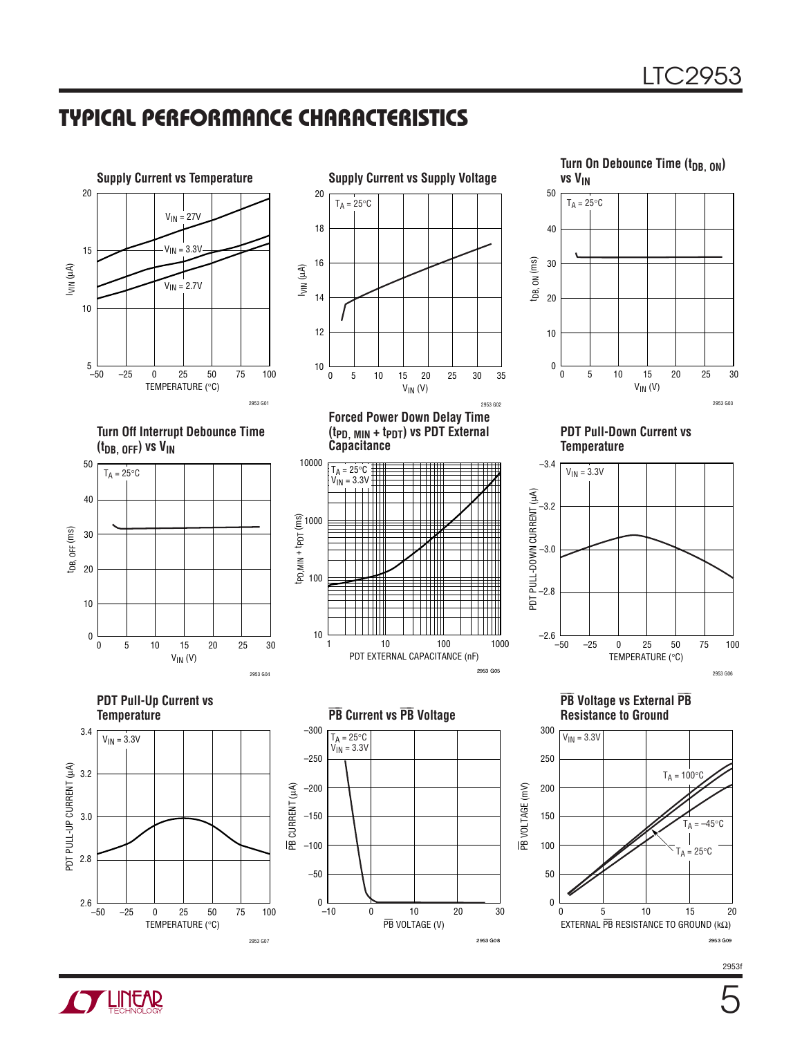## TYPICAL PERFORMANCE CHARACTERISTICS

**Supply Current vs Temperature**

$V_{IN}$ = 27V, $V_{IN}$ = 3.3V, $V_{IN}$ = 2.7V

$I_{VIN}$ (µA) vs TEMPERATURE (°C)

2953 G01

**Supply Current vs Supply Voltage**

$T_A$ = 25°C

$I_{VIN}$ (µA) vs $V_{IN}$ (V)

2953 G02

**Turn On Debounce Time ($t_{DB,\ ON}$) vs $V_{IN}$**

$T_A$ = 25°C

$t_{DB,\ ON}$ (ms) vs $V_{IN}$ (V)

2953 G03

**Turn Off Interrupt Debounce Time ($t_{DB,\ OFF}$) vs $V_{IN}$**

$T_A$ = 25°C

$t_{DB,\ OFF}$ (ms) vs $V_{IN}$ (V)

2953 G04

**Forced Power Down Delay Time ($t_{PD,\ MIN}$ + $t_{PDT}$) vs PDT External Capacitance**

$T_A$ = 25°C, $V_{IN}$ = 3.3V

$t_{PD,MIN}$ + $t_{PDT}$ (ms) vs PDT EXTERNAL CAPACITANCE (nF)

2953 G05

**PDT Pull-Down Current vs Temperature**

$V_{IN}$ = 3.3V

PDT PULL-DOWN CURRENT (µA) vs TEMPERATURE (°C)

2953 G06

**PDT Pull-Up Current vs Temperature**

$V_{IN}$ = 3.3V

PDT PULL-UP CURRENT (µA) vs TEMPERATURE (°C)

2953 G07

**$\overline{PB}$ Current vs $\overline{PB}$ Voltage**

$T_A$ = 25°C, $V_{IN}$ = 3.3V

$\overline{PB}$ CURRENT (µA) vs $\overline{PB}$ VOLTAGE (V)

2953 G08

**$\overline{PB}$ Voltage vs External $\overline{PB}$ Resistance to Ground**

$V_{IN}$ = 3.3V; $T_A$ = 100°C, $T_A$ = –45°C, $T_A$ = 25°C

$\overline{PB}$ VOLTAGE (mV) vs EXTERNAL $\overline{PB}$ RESISTANCE TO GROUND (kΩ)

2953 G09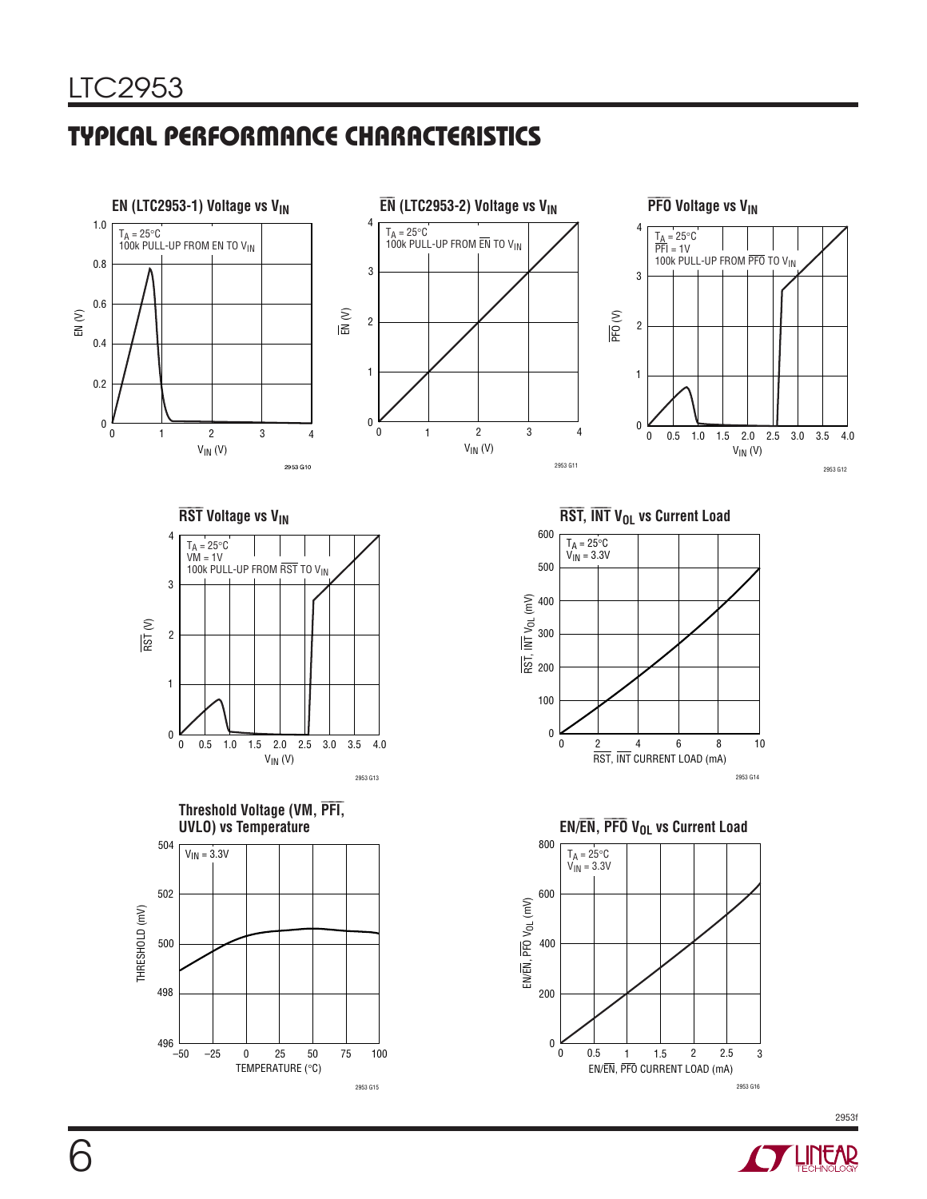## TYPICAL PERFORMANCE CHARACTERISTICS

**EN (LTC2953-1) Voltage vs $V_{IN}$**

$T_A$ = 25°C
100k PULL-UP FROM EN TO $V_{IN}$

EN (V)

$V_{IN}$ (V)

2953 G10

**$\overline{EN}$ (LTC2953-2) Voltage vs $V_{IN}$**

$T_A$ = 25°C
100k PULL-UP FROM $\overline{EN}$ TO $V_{IN}$

$\overline{EN}$ (V)

$V_{IN}$ (V)

2953 G11

**$\overline{PFO}$ Voltage vs $V_{IN}$**

$T_A$ = 25°C
$\overline{PFI}$ = 1V
100k PULL-UP FROM $\overline{PFO}$ TO $V_{IN}$

$\overline{PFO}$ (V)

$V_{IN}$ (V)

2953 G12

**$\overline{RST}$ Voltage vs $V_{IN}$**

$T_A$ = 25°C
VM = 1V
100k PULL-UP FROM $\overline{RST}$ TO $V_{IN}$

$\overline{RST}$ (V)

$V_{IN}$ (V)

2953 G13

**$\overline{RST}$, $\overline{INT}$ $V_{OL}$ vs Current Load**

$T_A$ = 25°C
$V_{IN}$ = 3.3V

$\overline{RST}$, $\overline{INT}$ $V_{OL}$ (mV)

$\overline{RST}$, $\overline{INT}$ CURRENT LOAD (mA)

2953 G14

**Threshold Voltage (VM, $\overline{PFI}$, UVLO) vs Temperature**

$V_{IN}$ = 3.3V

THRESHOLD (mV)

TEMPERATURE (°C)

2953 G15

**EN/$\overline{EN}$, $\overline{PFO}$ $V_{OL}$ vs Current Load**

$T_A$ = 25°C
$V_{IN}$ = 3.3V

EN/$\overline{EN}$, $\overline{PFO}$ $V_{OL}$ (mV)

EN/$\overline{EN}$, $\overline{PFO}$ CURRENT LOAD (mA)

2953 G16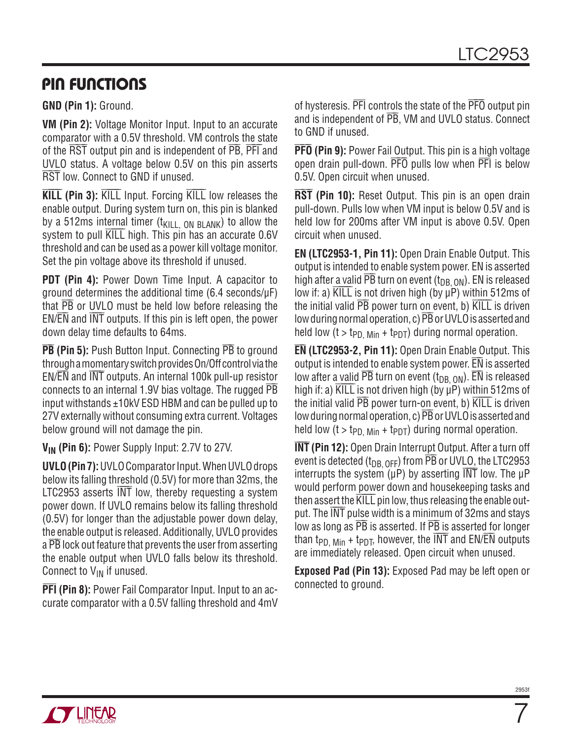## PIN FUNCTIONS

**GND (Pin 1):** Ground.

**VM (Pin 2):** Voltage Monitor Input. Input to an accurate comparator with a 0.5V threshold. VM controls the state of the $\overline{RST}$ output pin and is independent of $\overline{PB}$, $\overline{PFI}$ and UVLO status. A voltage below 0.5V on this pin asserts $\overline{RST}$ low. Connect to GND if unused.

**$\overline{KILL}$ (Pin 3):** $\overline{KILL}$ Input. Forcing $\overline{KILL}$ low releases the enable output. During system turn on, this pin is blanked by a 512ms internal timer ($t_{KILL,\ ON\ BLANK}$) to allow the system to pull $\overline{KILL}$ high. This pin has an accurate 0.6V threshold and can be used as a power kill voltage monitor. Set the pin voltage above its threshold if unused.

**PDT (Pin 4):** Power Down Time Input. A capacitor to ground determines the additional time (6.4 seconds/µF) that $\overline{PB}$ or UVLO must be held low before releasing the EN/$\overline{EN}$ and $\overline{INT}$ outputs. If this pin is left open, the power down delay time defaults to 64ms.

**$\overline{PB}$ (Pin 5):** Push Button Input. Connecting $\overline{PB}$ to ground through a momentary switch provides On/Off control via the EN/$\overline{EN}$ and $\overline{INT}$ outputs. An internal 100k pull-up resistor connects to an internal 1.9V bias voltage. The rugged $\overline{PB}$ input withstands ±10kV ESD HBM and can be pulled up to 27V externally without consuming extra current. Voltages below ground will not damage the pin.

**$V_{IN}$ (Pin 6):** Power Supply Input: 2.7V to 27V.

**UVLO (Pin 7):** UVLO Comparator Input. When UVLO drops below its falling threshold (0.5V) for more than 32ms, the LTC2953 asserts $\overline{INT}$ low, thereby requesting a system power down. If UVLO remains below its falling threshold (0.5V) for longer than the adjustable power down delay, the enable output is released. Additionally, UVLO provides a $\overline{PB}$ lock out feature that prevents the user from asserting the enable output when UVLO falls below its threshold. Connect to $V_{IN}$ if unused.

**$\overline{PFI}$ (Pin 8):** Power Fail Comparator Input. Input to an accurate comparator with a 0.5V falling threshold and 4mV of hysteresis. $\overline{PFI}$ controls the state of the $\overline{PFO}$ output pin and is independent of $\overline{PB}$, VM and UVLO status. Connect to GND if unused.

**$\overline{PFO}$ (Pin 9):** Power Fail Output. This pin is a high voltage open drain pull-down. $\overline{PFO}$ pulls low when $\overline{PFI}$ is below 0.5V. Open circuit when unused.

**$\overline{RST}$ (Pin 10):** Reset Output. This pin is an open drain pull-down. Pulls low when VM input is below 0.5V and is held low for 200ms after VM input is above 0.5V. Open circuit when unused.

**EN (LTC2953-1, Pin 11):** Open Drain Enable Output. This output is intended to enable system power. EN is asserted high after a valid $\overline{PB}$ turn on event ($t_{DB,\ ON}$). EN is released low if: a) $\overline{KILL}$ is not driven high (by µP) within 512ms of the initial valid $\overline{PB}$ power turn on event, b) $\overline{KILL}$ is driven low during normal operation, c) $\overline{PB}$ or UVLO is asserted and held low ($t > t_{PD,\ Min} + t_{PDT}$) during normal operation.

**$\overline{EN}$ (LTC2953-2, Pin 11):** Open Drain Enable Output. This output is intended to enable system power. $\overline{EN}$ is asserted low after a valid $\overline{PB}$ turn on event ($t_{DB,\ ON}$). $\overline{EN}$ is released high if: a) $\overline{KILL}$ is not driven high (by µP) within 512ms of the initial valid $\overline{PB}$ power turn-on event, b) $\overline{KILL}$ is driven low during normal operation, c) $\overline{PB}$ or UVLO is asserted and held low ($t > t_{PD,\ Min} + t_{PDT}$) during normal operation.

**$\overline{INT}$ (Pin 12):** Open Drain Interrupt Output. After a turn off event is detected ($t_{DB,\ OFF}$) from $\overline{PB}$ or UVLO, the LTC2953 interrupts the system (µP) by asserting $\overline{INT}$ low. The µP would perform power down and housekeeping tasks and then assert the $\overline{KILL}$ pin low, thus releasing the enable output. The $\overline{INT}$ pulse width is a minimum of 32ms and stays low as long as $\overline{PB}$ is asserted. If $\overline{PB}$ is asserted for longer than $t_{PD,\ Min} + t_{PDT}$, however, the $\overline{INT}$ and EN/$\overline{EN}$ outputs are immediately released. Open circuit when unused.

**Exposed Pad (Pin 13):** Exposed Pad may be left open or connected to ground.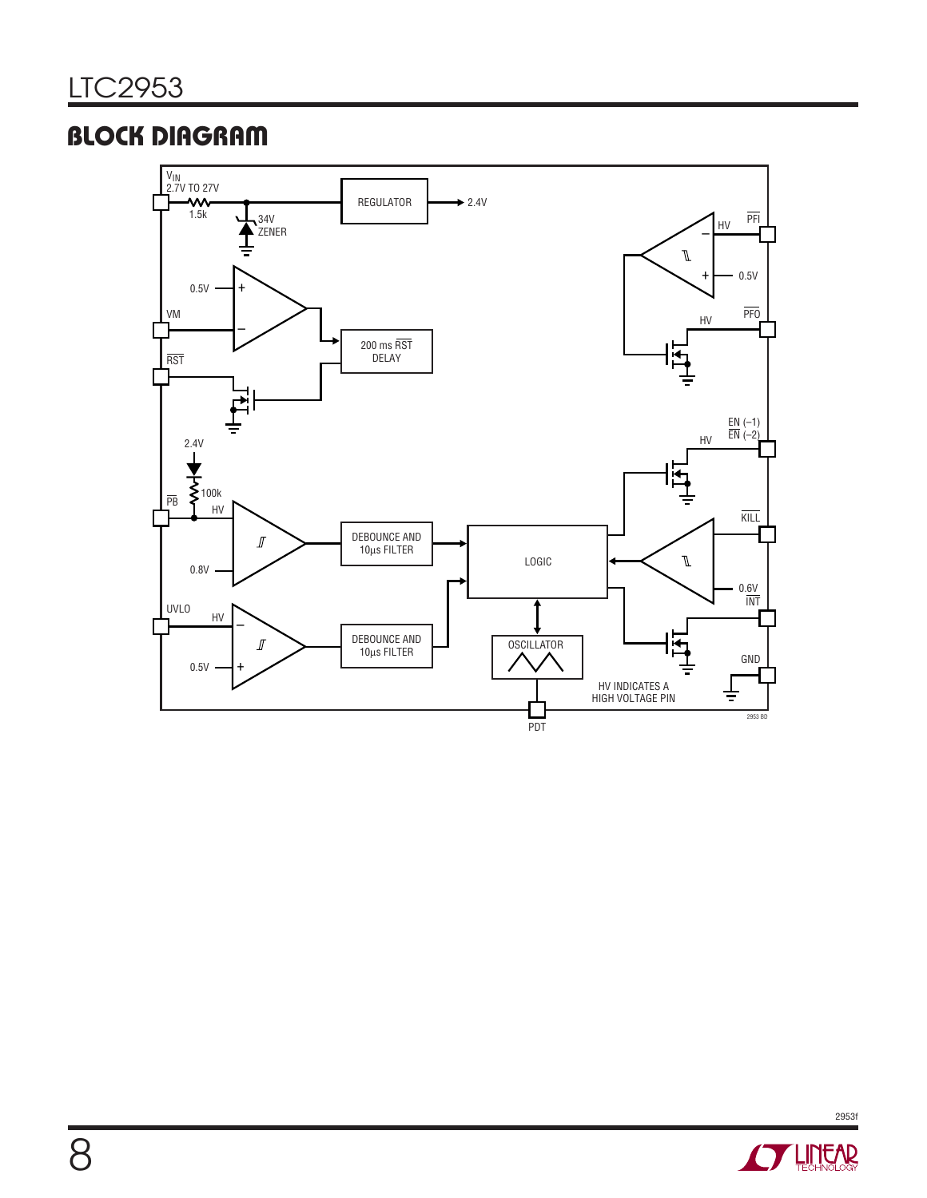## BLOCK DIAGRAM

$V_{IN}$
2.7V TO 27V

1.5k

34V
ZENER

REGULATOR

2.4V

0.5V

VM

200 ms $\overline{RST}$
DELAY

$\overline{RST}$

2.4V

100k

$\overline{PB}$

HV

0.8V

DEBOUNCE AND
10µs FILTER

UVLO

HV

0.5V

DEBOUNCE AND
10µs FILTER

LOGIC

OSCILLATOR

PDT

HV

$\overline{PFI}$

0.5V

HV

$\overline{PFO}$

EN (–1)
$\overline{EN}$ (–2)

HV

$\overline{KILL}$

0.6V

$\overline{INT}$

GND

HV INDICATES A
HIGH VOLTAGE PIN

2953 BD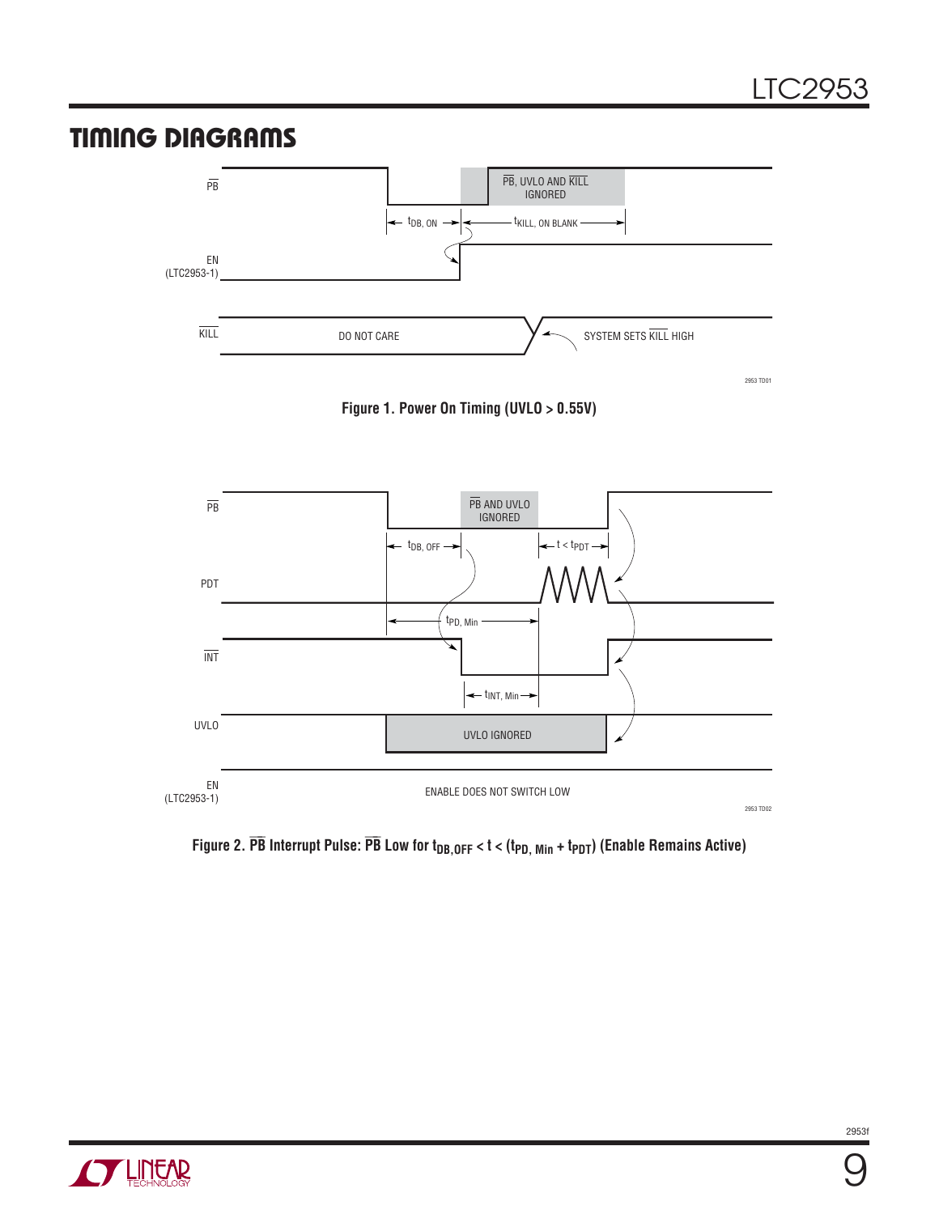## TIMING DIAGRAMS

PB

PB, UVLO AND KILL IGNORED

$t_{DB, ON}$ $t_{KILL, ON BLANK}$

EN (LTC2953-1)

KILL DO NOT CARE SYSTEM SETS KILL HIGH

2953 TD01

**Figure 1. Power On Timing (UVLO > 0.55V)**

PB

PB AND UVLO IGNORED

$t_{DB, OFF}$ $t < t_{PDT}$

PDT

$t_{PD, Min}$

INT

$t_{INT, Min}$

UVLO UVLO IGNORED

EN (LTC2953-1) ENABLE DOES NOT SWITCH LOW

2953 TD02

**Figure 2. PB Interrupt Pulse: PB Low for $t_{DB,OFF} < t < (t_{PD, Min} + t_{PDT})$ (Enable Remains Active)**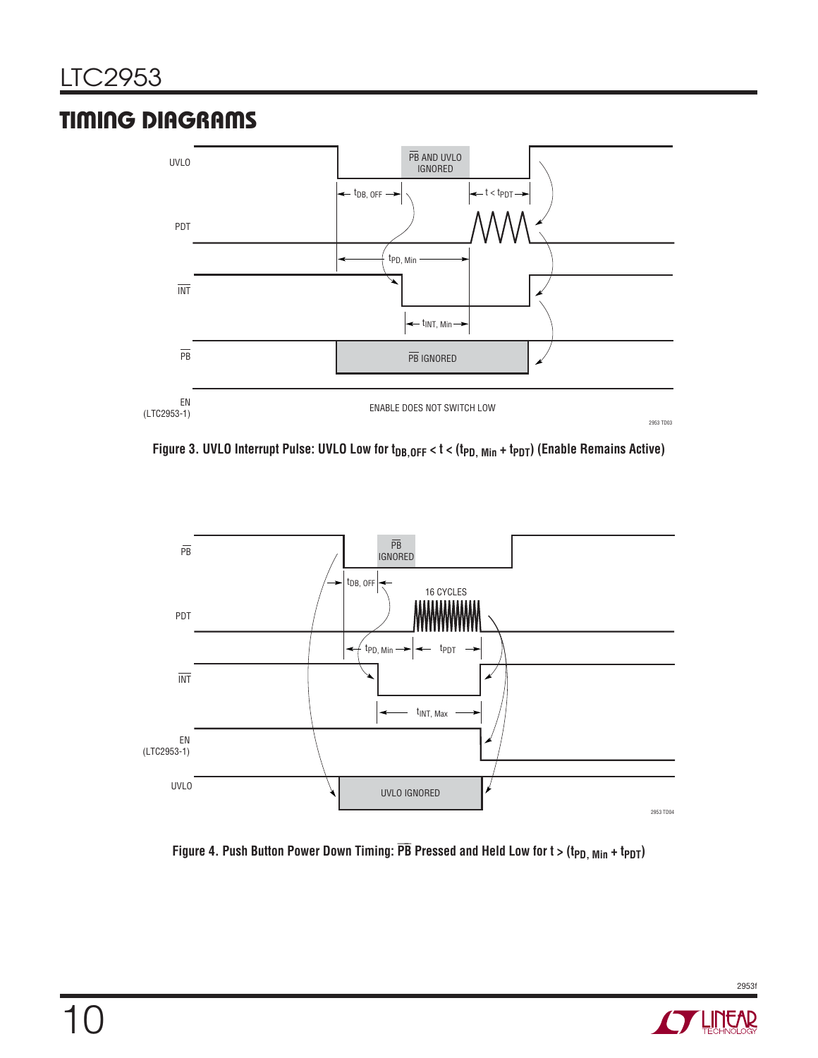## TIMING DIAGRAMS

UVLO

$\overline{PB}$ AND UVLO IGNORED

$t_{DB,\,OFF}$

$t < t_{PDT}$

PDT

$t_{PD,\,Min}$

$\overline{INT}$

$t_{INT,\,Min}$

$\overline{PB}$

$\overline{PB}$ IGNORED

EN (LTC2953-1)

ENABLE DOES NOT SWITCH LOW

2953 TD03

**Figure 3. UVLO Interrupt Pulse: UVLO Low for $t_{DB,OFF} < t < (t_{PD,\,Min} + t_{PDT})$ (Enable Remains Active)**

$\overline{PB}$

$\overline{PB}$ IGNORED

$t_{DB,\,OFF}$

16 CYCLES

PDT

$t_{PD,\,Min}$

$t_{PDT}$

$\overline{INT}$

$t_{INT,\,Max}$

EN (LTC2953-1)

UVLO

UVLO IGNORED

2953 TD04

**Figure 4. Push Button Power Down Timing: $\overline{PB}$ Pressed and Held Low for $t > (t_{PD,\,Min} + t_{PDT})$**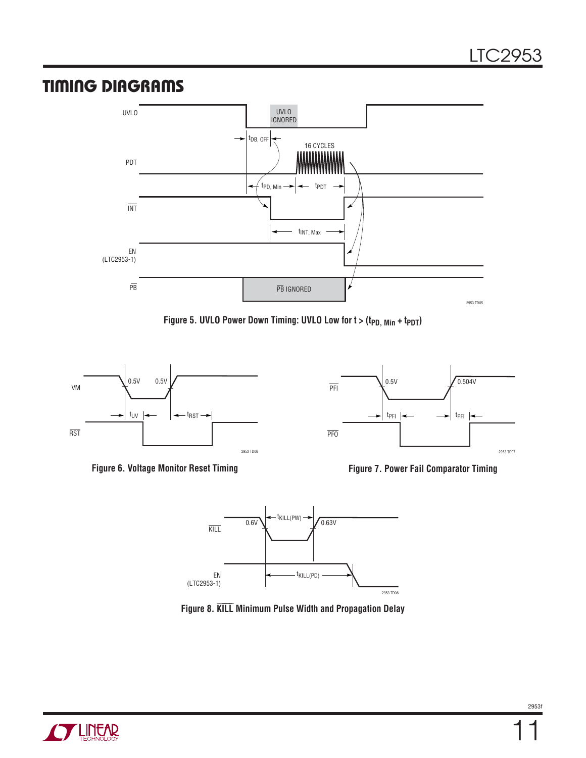## TIMING DIAGRAMS

Figure 5. UVLO Power Down Timing: UVLO Low for t > ($t_{PD,\ Min}$ + $t_{PDT}$)

Figure 6. Voltage Monitor Reset Timing

Figure 7. Power Fail Comparator Timing

Figure 8. $\overline{KILL}$ Minimum Pulse Width and Propagation Delay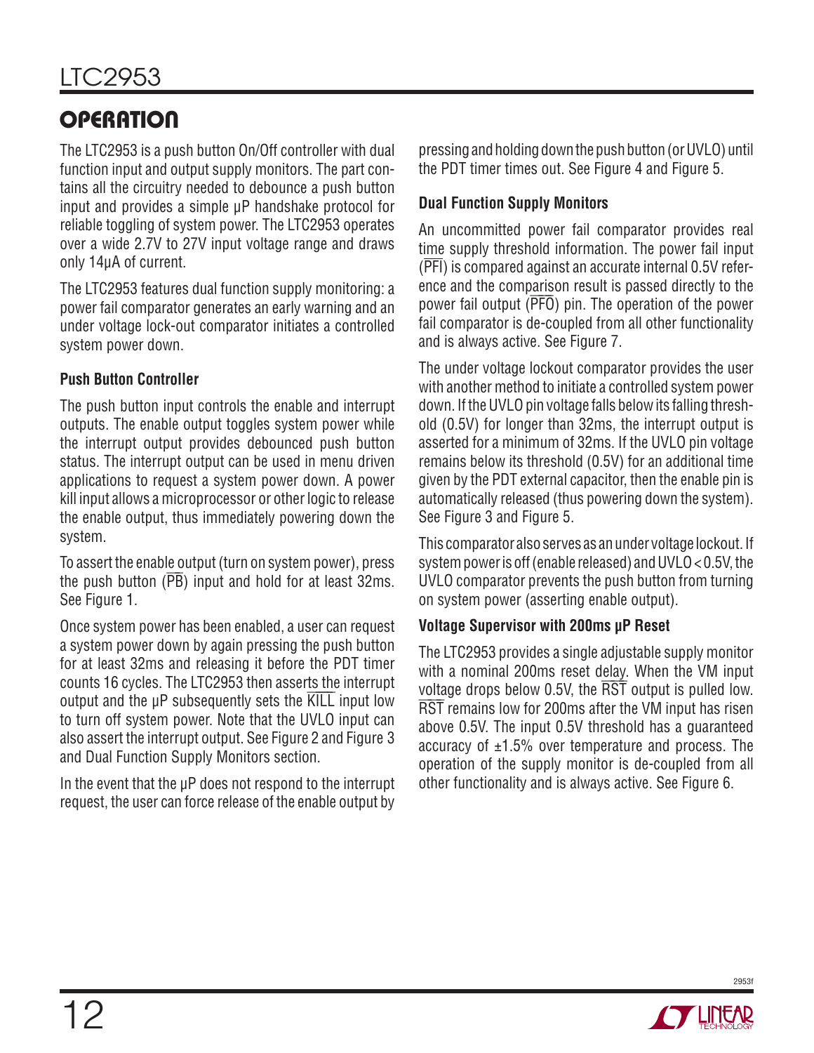## OPERATION

The LTC2953 is a push button On/Off controller with dual function input and output supply monitors. The part contains all the circuitry needed to debounce a push button input and provides a simple µP handshake protocol for reliable toggling of system power. The LTC2953 operates over a wide 2.7V to 27V input voltage range and draws only 14µA of current.

The LTC2953 features dual function supply monitoring: a power fail comparator generates an early warning and an under voltage lock-out comparator initiates a controlled system power down.

### Push Button Controller

The push button input controls the enable and interrupt outputs. The enable output toggles system power while the interrupt output provides debounced push button status. The interrupt output can be used in menu driven applications to request a system power down. A power kill input allows a microprocessor or other logic to release the enable output, thus immediately powering down the system.

To assert the enable output (turn on system power), press the push button ($\overline{PB}$) input and hold for at least 32ms. See Figure 1.

Once system power has been enabled, a user can request a system power down by again pressing the push button for at least 32ms and releasing it before the PDT timer counts 16 cycles. The LTC2953 then asserts the interrupt output and the µP subsequently sets the $\overline{KILL}$ input low to turn off system power. Note that the UVLO input can also assert the interrupt output. See Figure 2 and Figure 3 and Dual Function Supply Monitors section.

In the event that the µP does not respond to the interrupt request, the user can force release of the enable output by pressing and holding down the push button (or UVLO) until the PDT timer times out. See Figure 4 and Figure 5.

### Dual Function Supply Monitors

An uncommitted power fail comparator provides real time supply threshold information. The power fail input ($\overline{PFI}$) is compared against an accurate internal 0.5V reference and the comparison result is passed directly to the power fail output ($\overline{PFO}$) pin. The operation of the power fail comparator is de-coupled from all other functionality and is always active. See Figure 7.

The under voltage lockout comparator provides the user with another method to initiate a controlled system power down. If the UVLO pin voltage falls below its falling threshold (0.5V) for longer than 32ms, the interrupt output is asserted for a minimum of 32ms. If the UVLO pin voltage remains below its threshold (0.5V) for an additional time given by the PDT external capacitor, then the enable pin is automatically released (thus powering down the system). See Figure 3 and Figure 5.

This comparator also serves as an under voltage lockout. If system power is off (enable released) and UVLO < 0.5V, the UVLO comparator prevents the push button from turning on system power (asserting enable output).

### Voltage Supervisor with 200ms µP Reset

The LTC2953 provides a single adjustable supply monitor with a nominal 200ms reset delay. When the VM input voltage drops below 0.5V, the $\overline{RST}$ output is pulled low. $\overline{RST}$ remains low for 200ms after the VM input has risen above 0.5V. The input 0.5V threshold has a guaranteed accuracy of ±1.5% over temperature and process. The operation of the supply monitor is de-coupled from all other functionality and is always active. See Figure 6.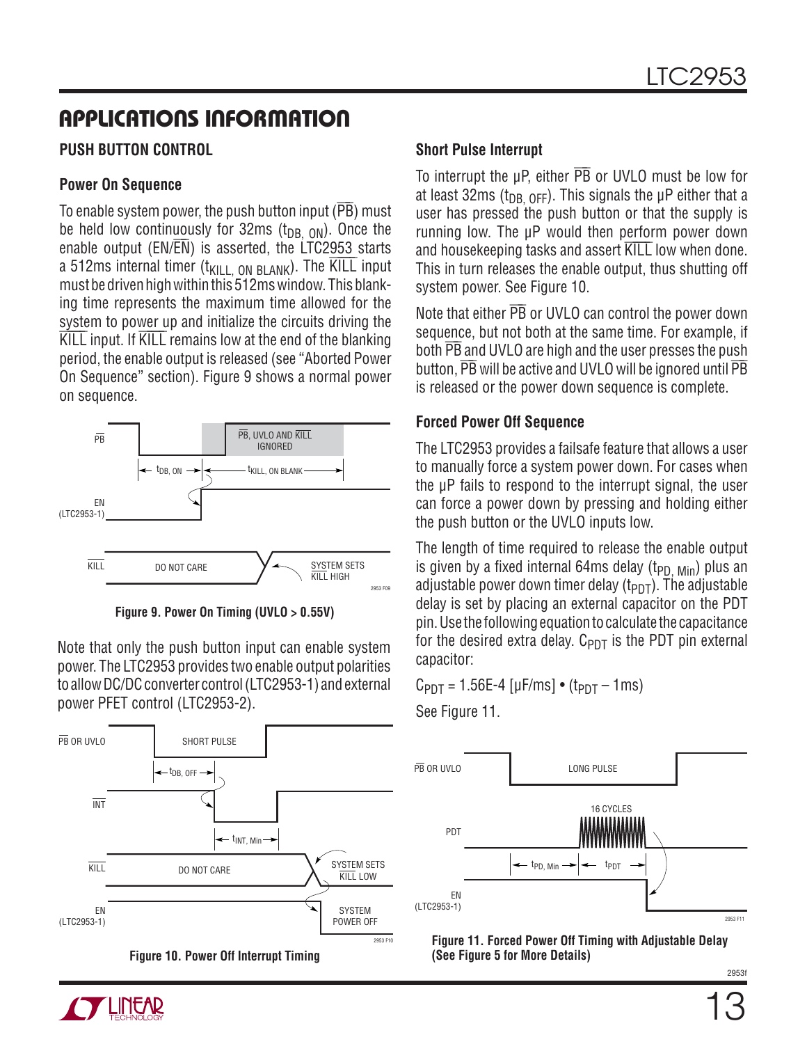## APPLICATIONS INFORMATION

### PUSH BUTTON CONTROL

#### Power On Sequence

To enable system power, the push button input ($\overline{PB}$) must be held low continuously for 32ms ($t_{DB,\ ON}$). Once the enable output (EN/$\overline{EN}$) is asserted, the LTC2953 starts a 512ms internal timer ($t_{KILL,\ ON\ BLANK}$). The $\overline{KILL}$ input must be driven high within this 512ms window. This blanking time represents the maximum time allowed for the system to power up and initialize the circuits driving the $\overline{KILL}$ input. If $\overline{KILL}$ remains low at the end of the blanking period, the enable output is released (see "Aborted Power On Sequence" section). Figure 9 shows a normal power on sequence.

Figure 9. Power On Timing (UVLO > 0.55V)

Note that only the push button input can enable system power. The LTC2953 provides two enable output polarities to allow DC/DC converter control (LTC2953-1) and external power PFET control (LTC2953-2).

Figure 10. Power Off Interrupt Timing

#### Short Pulse Interrupt

To interrupt the µP, either $\overline{PB}$ or UVLO must be low for at least 32ms ($t_{DB,\ OFF}$). This signals the µP either that a user has pressed the push button or that the supply is running low. The µP would then perform power down and housekeeping tasks and assert $\overline{KILL}$ low when done. This in turn releases the enable output, thus shutting off system power. See Figure 10.

Note that either $\overline{PB}$ or UVLO can control the power down sequence, but not both at the same time. For example, if both $\overline{PB}$ and UVLO are high and the user presses the push button, $\overline{PB}$ will be active and UVLO will be ignored until $\overline{PB}$ is released or the power down sequence is complete.

#### Forced Power Off Sequence

The LTC2953 provides a failsafe feature that allows a user to manually force a system power down. For cases when the µP fails to respond to the interrupt signal, the user can force a power down by pressing and holding either the push button or the UVLO inputs low.

The length of time required to release the enable output is given by a fixed internal 64ms delay ($t_{PD,\ Min}$) plus an adjustable power down timer delay ($t_{PDT}$). The adjustable delay is set by placing an external capacitor on the PDT pin. Use the following equation to calculate the capacitance for the desired extra delay. $C_{PDT}$ is the PDT pin external capacitor:

$$C_{PDT} = 1.56E\text{-}4\ [\mu F/ms] \bullet (t_{PDT} - 1ms)$$

See Figure 11.

Figure 11. Forced Power Off Timing with Adjustable Delay (See Figure 5 for More Details)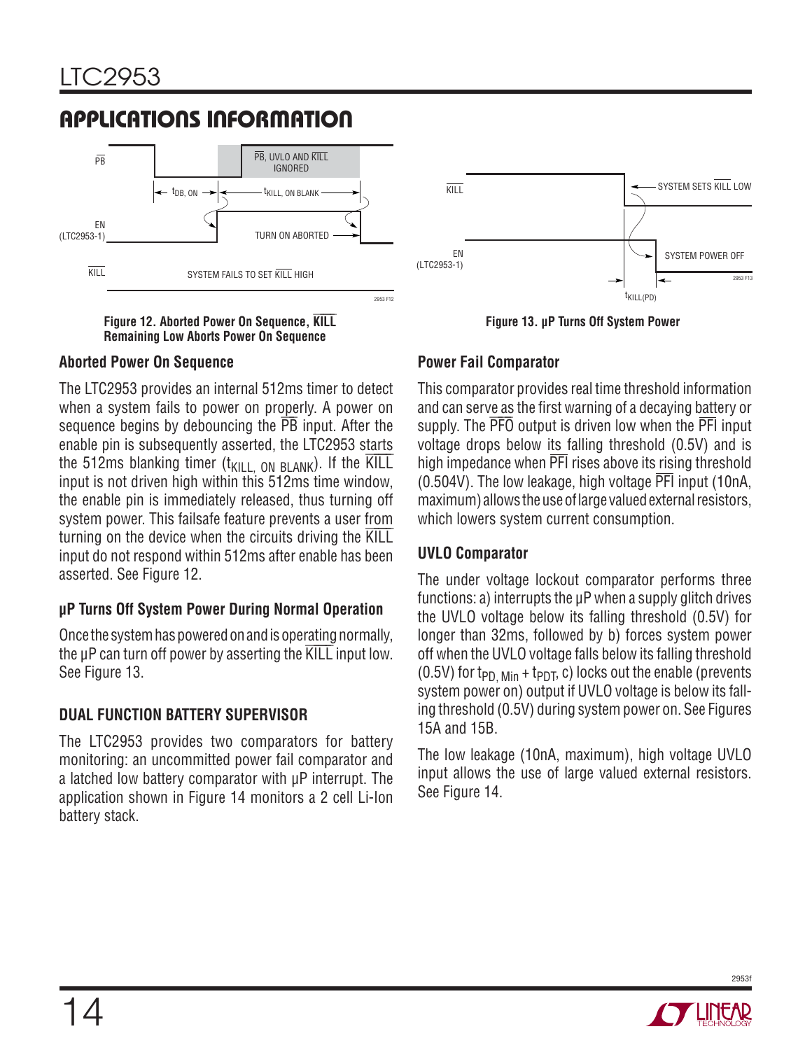## APPLICATIONS INFORMATION

Figure 12. Aborted Power On Sequence, $\overline{KILL}$ Remaining Low Aborts Power On Sequence

Figure 13. µP Turns Off System Power

### Aborted Power On Sequence

The LTC2953 provides an internal 512ms timer to detect when a system fails to power on properly. A power on sequence begins by debouncing the $\overline{PB}$ input. After the enable pin is subsequently asserted, the LTC2953 starts the 512ms blanking timer ($t_{KILL,\ ON\ BLANK}$). If the $\overline{KILL}$ input is not driven high within this 512ms time window, the enable pin is immediately released, thus turning off system power. This failsafe feature prevents a user from turning on the device when the circuits driving the $\overline{KILL}$ input do not respond within 512ms after enable has been asserted. See Figure 12.

### µP Turns Off System Power During Normal Operation

Once the system has powered on and is operating normally, the µP can turn off power by asserting the $\overline{KILL}$ input low. See Figure 13.

### DUAL FUNCTION BATTERY SUPERVISOR

The LTC2953 provides two comparators for battery monitoring: an uncommitted power fail comparator and a latched low battery comparator with µP interrupt. The application shown in Figure 14 monitors a 2 cell Li-Ion battery stack.

### Power Fail Comparator

This comparator provides real time threshold information and can serve as the first warning of a decaying battery or supply. The $\overline{PFO}$ output is driven low when the $\overline{PFI}$ input voltage drops below its falling threshold (0.5V) and is high impedance when $\overline{PFI}$ rises above its rising threshold (0.504V). The low leakage, high voltage $\overline{PFI}$ input (10nA, maximum) allows the use of large valued external resistors, which lowers system current consumption.

### UVLO Comparator

The under voltage lockout comparator performs three functions: a) interrupts the µP when a supply glitch drives the UVLO voltage below its falling threshold (0.5V) for longer than 32ms, followed by b) forces system power off when the UVLO voltage falls below its falling threshold (0.5V) for $t_{PD,\ Min} + t_{PDT}$, c) locks out the enable (prevents system power on) output if UVLO voltage is below its falling threshold (0.5V) during system power on. See Figures 15A and 15B.

The low leakage (10nA, maximum), high voltage UVLO input allows the use of large valued external resistors. See Figure 14.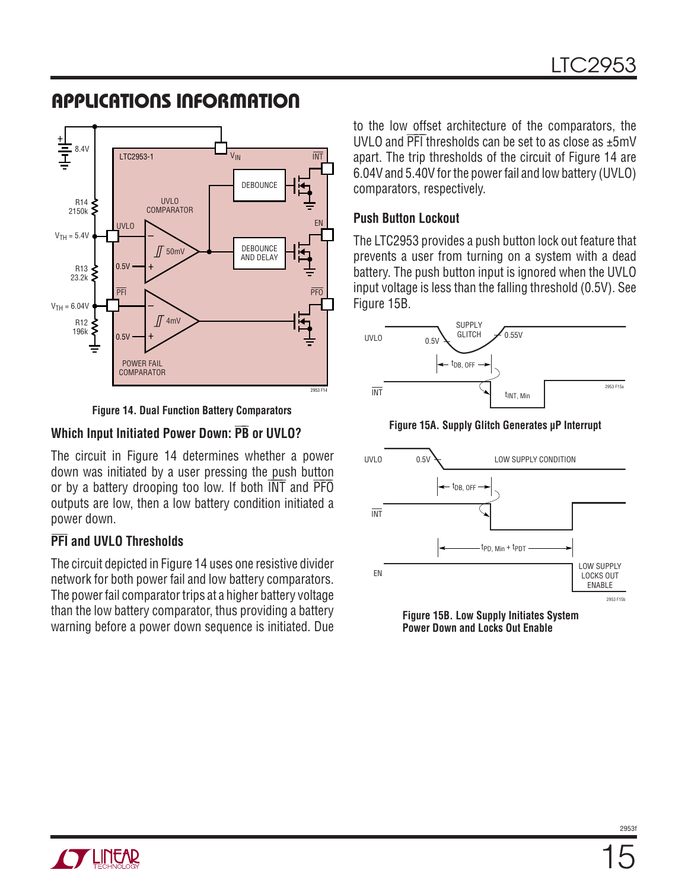## APPLICATIONS INFORMATION

Figure 14. Dual Function Battery Comparators

### Which Input Initiated Power Down: $\overline{PB}$ or UVLO?

The circuit in Figure 14 determines whether a power down was initiated by a user pressing the push button or by a battery drooping too low. If both $\overline{INT}$ and $\overline{PFO}$ outputs are low, then a low battery condition initiated a power down.

### $\overline{PFI}$ and UVLO Thresholds

The circuit depicted in Figure 14 uses one resistive divider network for both power fail and low battery comparators. The power fail comparator trips at a higher battery voltage than the low battery comparator, thus providing a battery warning before a power down sequence is initiated. Due to the low offset architecture of the comparators, the UVLO and $\overline{PFI}$ thresholds can be set to as close as ±5mV apart. The trip thresholds of the circuit of Figure 14 are 6.04V and 5.40V for the power fail and low battery (UVLO) comparators, respectively.

### Push Button Lockout

The LTC2953 provides a push button lock out feature that prevents a user from turning on a system with a dead battery. The push button input is ignored when the UVLO input voltage is less than the falling threshold (0.5V). See Figure 15B.

Figure 15A. Supply Glitch Generates µP Interrupt

Figure 15B. Low Supply Initiates System Power Down and Locks Out Enable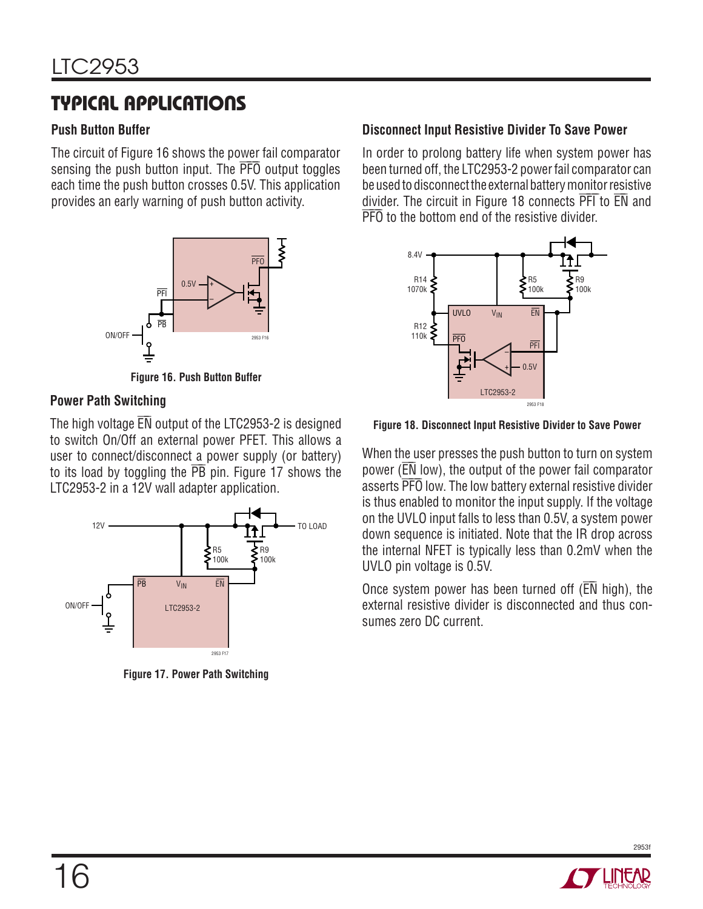## TYPICAL APPLICATIONS

### Push Button Buffer

The circuit of Figure 16 shows the power fail comparator sensing the push button input. The PFO output toggles each time the push button crosses 0.5V. This application provides an early warning of push button activity.

Figure 16. Push Button Buffer

### Power Path Switching

The high voltage EN output of the LTC2953-2 is designed to switch On/Off an external power PFET. This allows a user to connect/disconnect a power supply (or battery) to its load by toggling the PB pin. Figure 17 shows the LTC2953-2 in a 12V wall adapter application.

Figure 17. Power Path Switching

### Disconnect Input Resistive Divider To Save Power

In order to prolong battery life when system power has been turned off, the LTC2953-2 power fail comparator can be used to disconnect the external battery monitor resistive divider. The circuit in Figure 18 connects PFI to EN and PFO to the bottom end of the resistive divider.

Figure 18. Disconnect Input Resistive Divider to Save Power

When the user presses the push button to turn on system power (EN low), the output of the power fail comparator asserts PFO low. The low battery external resistive divider is thus enabled to monitor the input supply. If the voltage on the UVLO input falls to less than 0.5V, a system power down sequence is initiated. Note that the IR drop across the internal NFET is typically less than 0.2mV when the UVLO pin voltage is 0.5V.

Once system power has been turned off (EN high), the external resistive divider is disconnected and thus consumes zero DC current.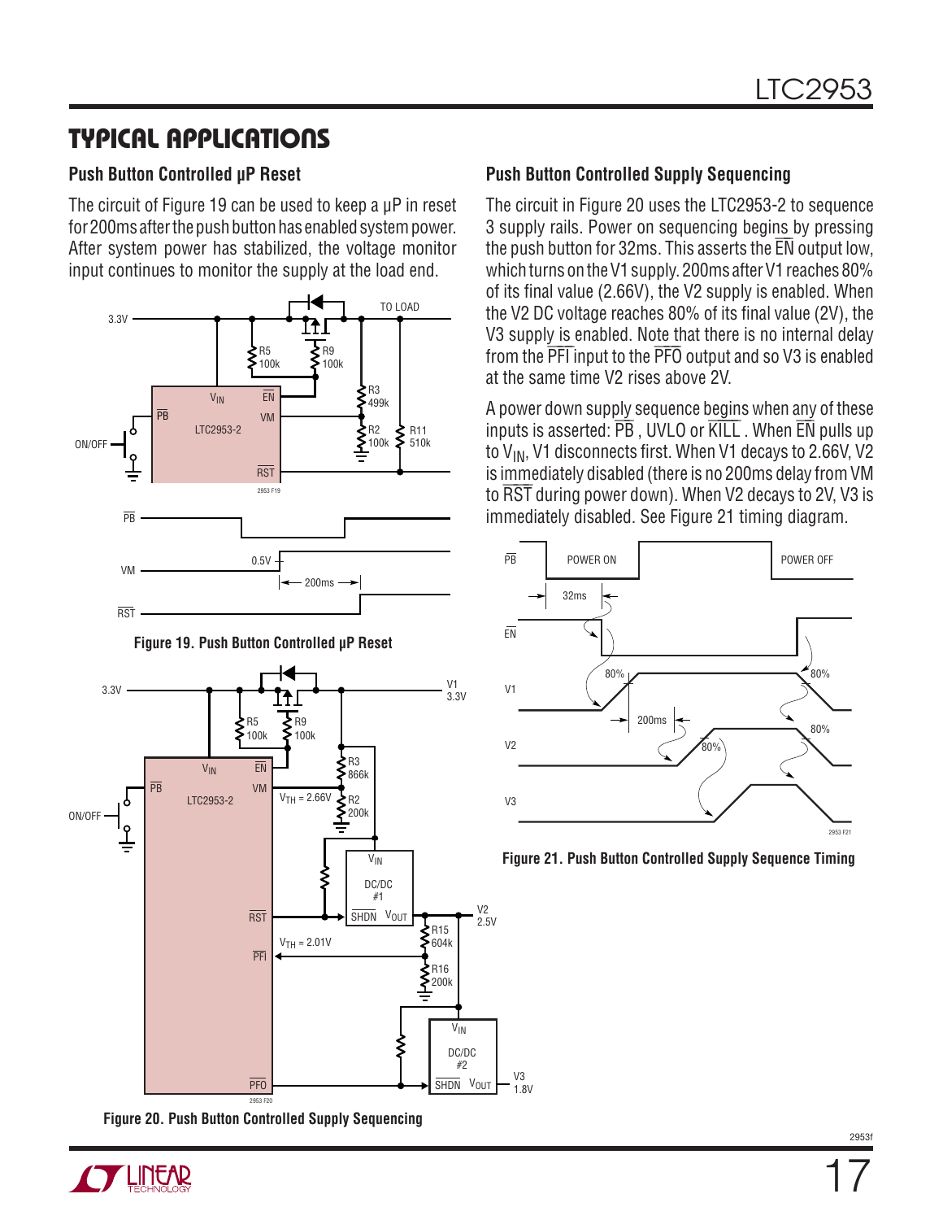## TYPICAL APPLICATIONS

### Push Button Controlled µP Reset

The circuit of Figure 19 can be used to keep a µP in reset for 200ms after the push button has enabled system power. After system power has stabilized, the voltage monitor input continues to monitor the supply at the load end.

Figure 19. Push Button Controlled µP Reset

Figure 20. Push Button Controlled Supply Sequencing

### Push Button Controlled Supply Sequencing

The circuit in Figure 20 uses the LTC2953-2 to sequence 3 supply rails. Power on sequencing begins by pressing the push button for 32ms. This asserts the $\overline{EN}$ output low, which turns on the V1 supply. 200ms after V1 reaches 80% of its final value (2.66V), the V2 supply is enabled. When the V2 DC voltage reaches 80% of its final value (2V), the V3 supply is enabled. Note that there is no internal delay from the $\overline{PFI}$ input to the $\overline{PFO}$ output and so V3 is enabled at the same time V2 rises above 2V.

A power down supply sequence begins when any of these inputs is asserted: $\overline{PB}$, UVLO or $\overline{KILL}$. When $\overline{EN}$ pulls up to $V_{IN}$, V1 disconnects first. When V1 decays to 2.66V, V2 is immediately disabled (there is no 200ms delay from VM to $\overline{RST}$ during power down). When V2 decays to 2V, V3 is immediately disabled. See Figure 21 timing diagram.

Figure 21. Push Button Controlled Supply Sequence Timing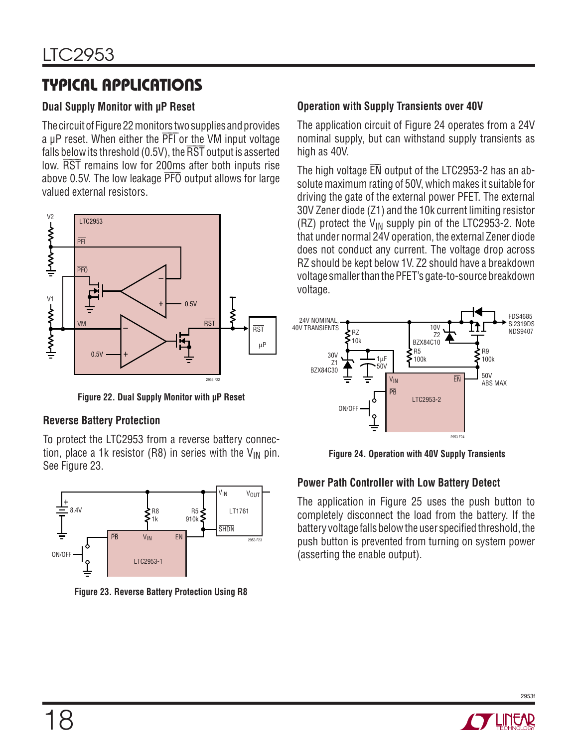## TYPICAL APPLICATIONS

### Dual Supply Monitor with µP Reset

The circuit of Figure 22 monitors two supplies and provides a µP reset. When either the $\overline{PFI}$ or the VM input voltage falls below its threshold (0.5V), the $\overline{RST}$ output is asserted low. $\overline{RST}$ remains low for 200ms after both inputs rise above 0.5V. The low leakage $\overline{PFO}$ output allows for large valued external resistors.

Figure 22. Dual Supply Monitor with µP Reset

### Reverse Battery Protection

To protect the LTC2953 from a reverse battery connection, place a 1k resistor (R8) in series with the $V_{IN}$ pin. See Figure 23.

Figure 23. Reverse Battery Protection Using R8

### Operation with Supply Transients over 40V

The application circuit of Figure 24 operates from a 24V nominal supply, but can withstand supply transients as high as 40V.

The high voltage $\overline{EN}$ output of the LTC2953-2 has an absolute maximum rating of 50V, which makes it suitable for driving the gate of the external power PFET. The external 30V Zener diode (Z1) and the 10k current limiting resistor (RZ) protect the $V_{IN}$ supply pin of the LTC2953-2. Note that under normal 24V operation, the external Zener diode does not conduct any current. The voltage drop across RZ should be kept below 1V. Z2 should have a breakdown voltage smaller than the PFET's gate-to-source breakdown voltage.

Figure 24. Operation with 40V Supply Transients

### Power Path Controller with Low Battery Detect

The application in Figure 25 uses the push button to completely disconnect the load from the battery. If the battery voltage falls below the user specified threshold, the push button is prevented from turning on system power (asserting the enable output).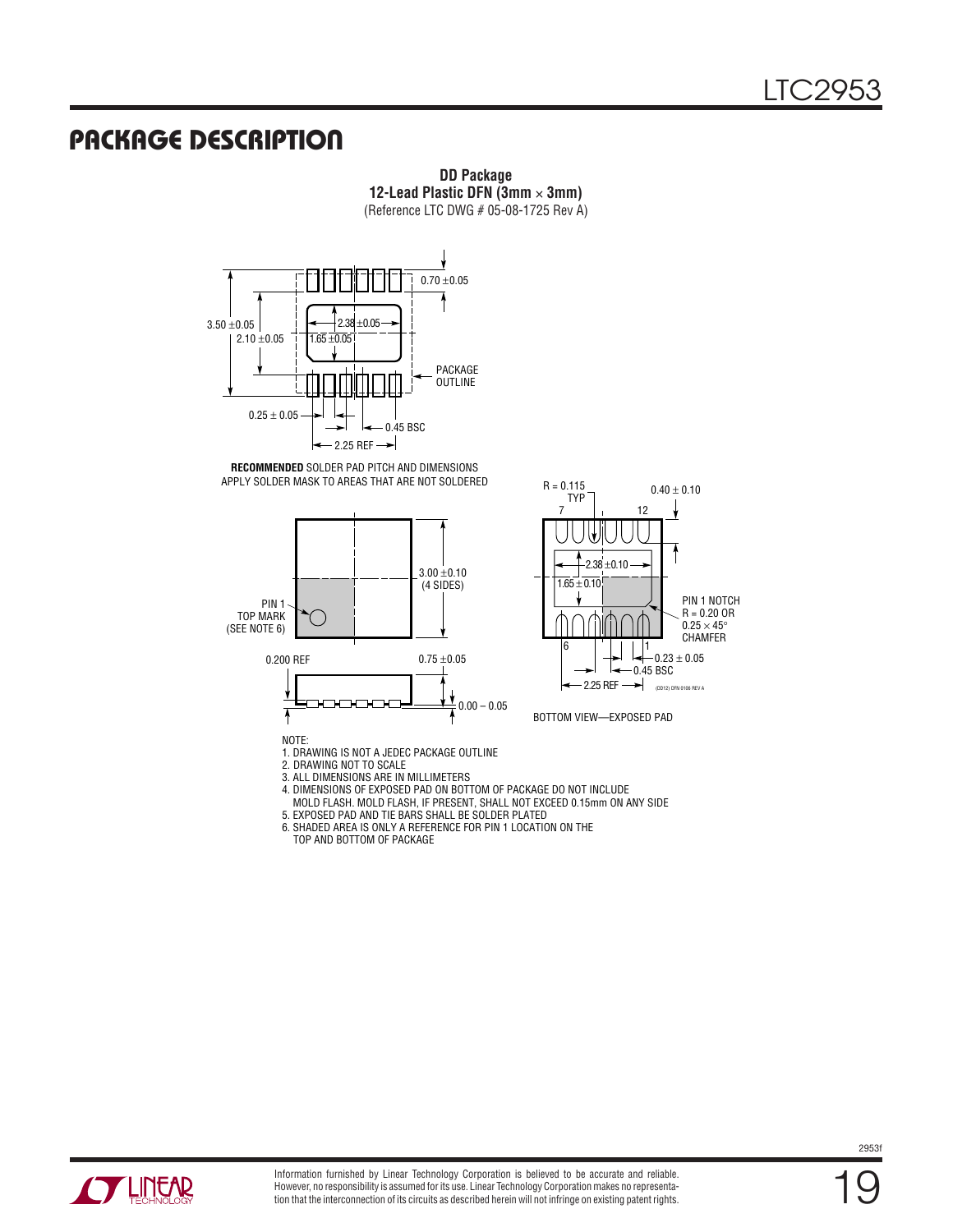# PACKAGE DESCRIPTION

**DD Package**
**12-Lead Plastic DFN (3mm × 3mm)**
(Reference LTC DWG # 05-08-1725 Rev A)

3.50 ±0.05
2.10 ±0.05
2.38 ±0.05
1.65 ±0.05
0.70 ±0.05
PACKAGE OUTLINE
0.25 ± 0.05
0.45 BSC
2.25 REF

**RECOMMENDED** SOLDER PAD PITCH AND DIMENSIONS
APPLY SOLDER MASK TO AREAS THAT ARE NOT SOLDERED

PIN 1 TOP MARK (SEE NOTE 6)
3.00 ±0.10 (4 SIDES)
0.200 REF
0.75 ±0.05
0.00 – 0.05

R = 0.115 TYP
0.40 ± 0.10
7
12
2.38 ±0.10
1.65 ± 0.10
PIN 1 NOTCH R = 0.20 OR 0.25 × 45° CHAMFER
6
1
0.23 ± 0.05
0.45 BSC
2.25 REF
(DD12) DFN 0106 REV A

BOTTOM VIEW—EXPOSED PAD

NOTE:
1. DRAWING IS NOT A JEDEC PACKAGE OUTLINE
2. DRAWING NOT TO SCALE
3. ALL DIMENSIONS ARE IN MILLIMETERS
4. DIMENSIONS OF EXPOSED PAD ON BOTTOM OF PACKAGE DO NOT INCLUDE MOLD FLASH. MOLD FLASH, IF PRESENT, SHALL NOT EXCEED 0.15mm ON ANY SIDE
5. EXPOSED PAD AND TIE BARS SHALL BE SOLDER PLATED
6. SHADED AREA IS ONLY A REFERENCE FOR PIN 1 LOCATION ON THE TOP AND BOTTOM OF PACKAGE

Information furnished by Linear Technology Corporation is believed to be accurate and reliable. However, no responsibility is assumed for its use. Linear Technology Corporation makes no representation that the interconnection of its circuits as described herein will not infringe on existing patent rights.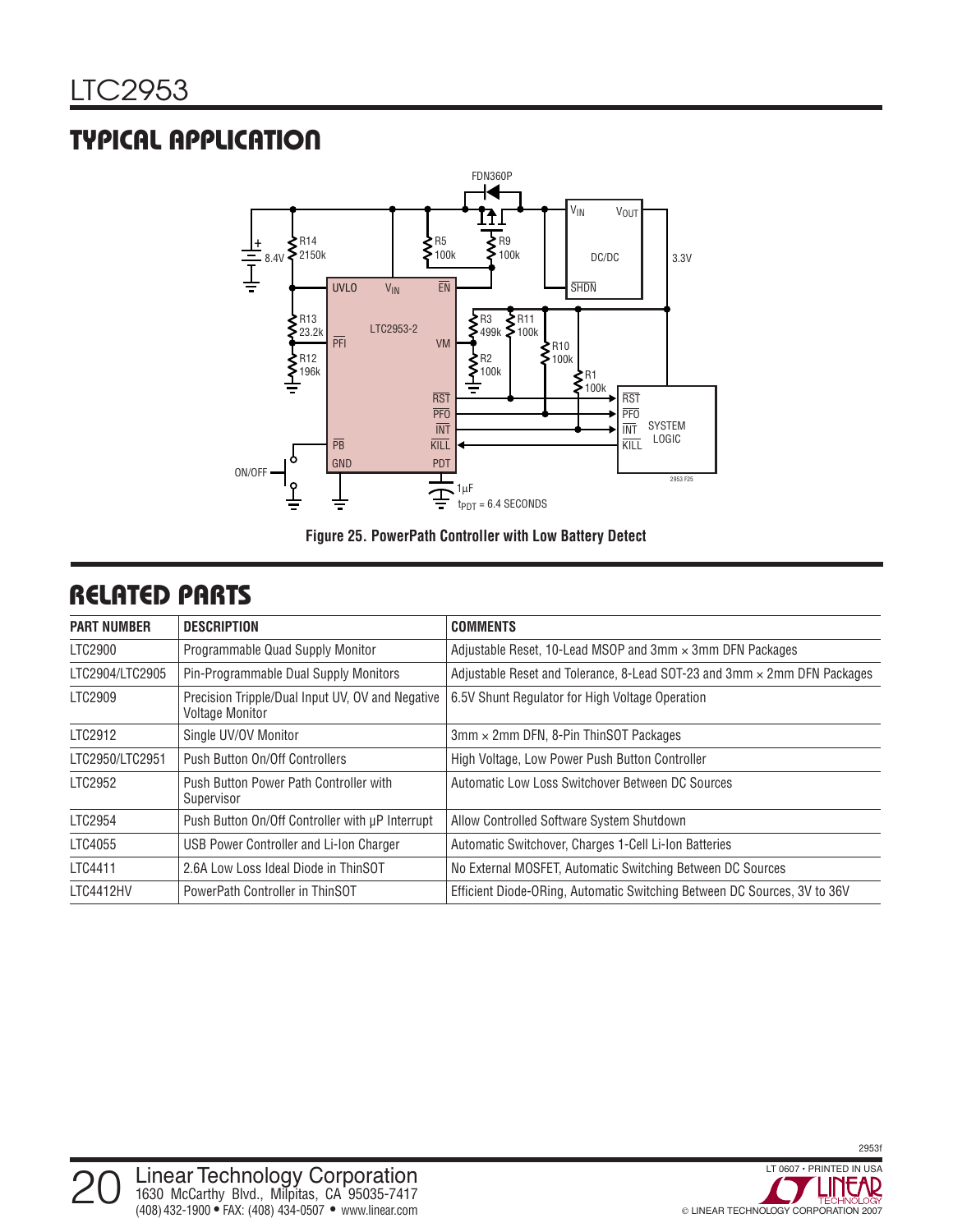## TYPICAL APPLICATION

Figure 25. PowerPath Controller with Low Battery Detect

## RELATED PARTS

| PART NUMBER | DESCRIPTION | COMMENTS |
|---|---|---|
| LTC2900 | Programmable Quad Supply Monitor | Adjustable Reset, 10-Lead MSOP and 3mm × 3mm DFN Packages |
| LTC2904/LTC2905 | Pin-Programmable Dual Supply Monitors | Adjustable Reset and Tolerance, 8-Lead SOT-23 and 3mm × 2mm DFN Packages |
| LTC2909 | Precision Tripple/Dual Input UV, OV and Negative Voltage Monitor | 6.5V Shunt Regulator for High Voltage Operation |
| LTC2912 | Single UV/OV Monitor | 3mm × 2mm DFN, 8-Pin ThinSOT Packages |
| LTC2950/LTC2951 | Push Button On/Off Controllers | High Voltage, Low Power Push Button Controller |
| LTC2952 | Push Button Power Path Controller with Supervisor | Automatic Low Loss Switchover Between DC Sources |
| LTC2954 | Push Button On/Off Controller with μP Interrupt | Allow Controlled Software System Shutdown |
| LTC4055 | USB Power Controller and Li-Ion Charger | Automatic Switchover, Charges 1-Cell Li-Ion Batteries |
| LTC4411 | 2.6A Low Loss Ideal Diode in ThinSOT | No External MOSFET, Automatic Switching Between DC Sources |
| LTC4412HV | PowerPath Controller in ThinSOT | Efficient Diode-ORing, Automatic Switching Between DC Sources, 3V to 36V |